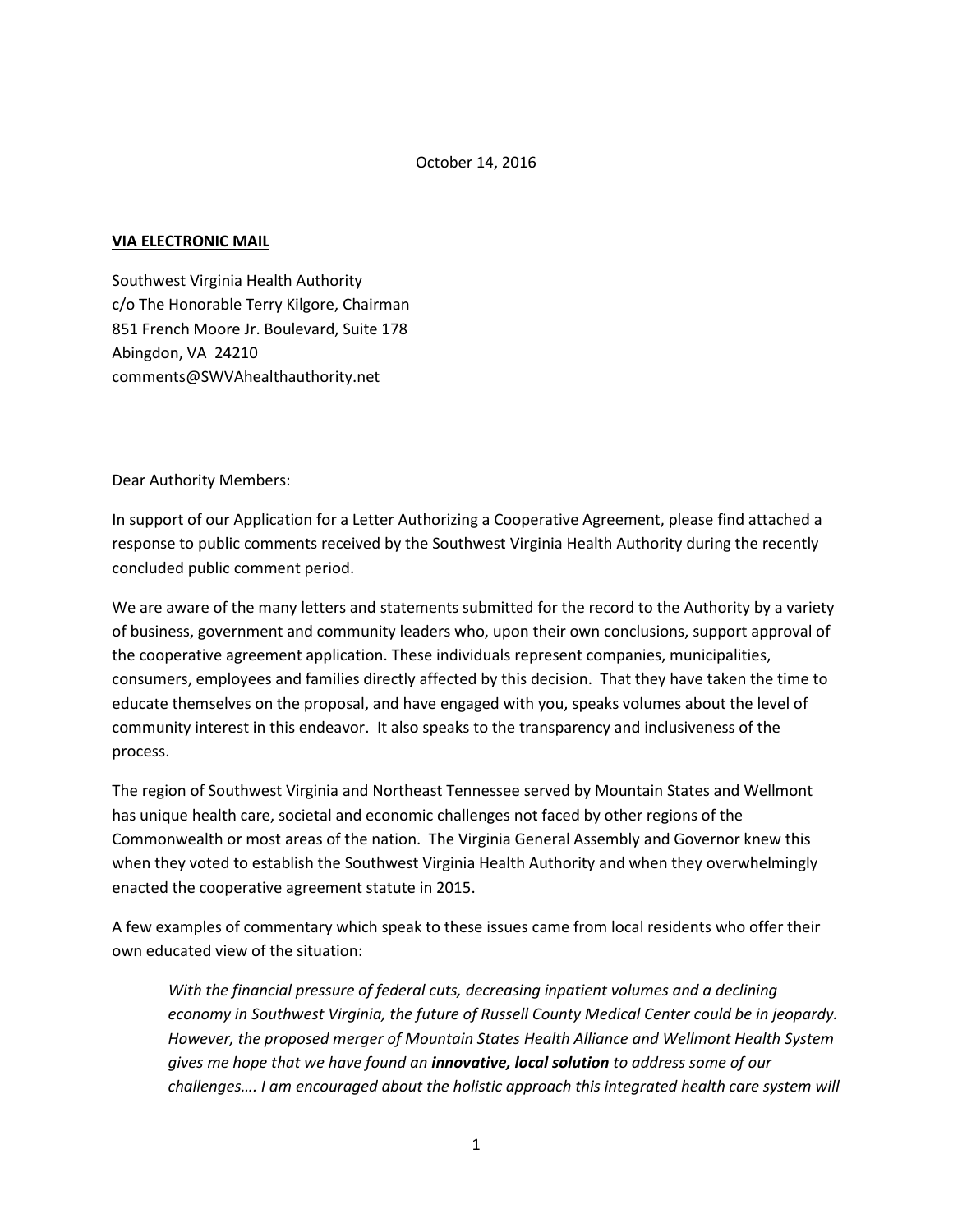October 14, 2016

**VIA ELECTRONIC MAIL**

Southwest Virginia Health Authority
c/o The Honorable Terry Kilgore, Chairman
851 French Moore Jr. Boulevard, Suite 178
Abingdon, VA 24210
comments@SWVAhealthauthority.net

Dear Authority Members:

In support of our Application for a Letter Authorizing a Cooperative Agreement, please find attached a response to public comments received by the Southwest Virginia Health Authority during the recently concluded public comment period.

We are aware of the many letters and statements submitted for the record to the Authority by a variety of business, government and community leaders who, upon their own conclusions, support approval of the cooperative agreement application. These individuals represent companies, municipalities, consumers, employees and families directly affected by this decision. That they have taken the time to educate themselves on the proposal, and have engaged with you, speaks volumes about the level of community interest in this endeavor. It also speaks to the transparency and inclusiveness of the process.

The region of Southwest Virginia and Northeast Tennessee served by Mountain States and Wellmont has unique health care, societal and economic challenges not faced by other regions of the Commonwealth or most areas of the nation. The Virginia General Assembly and Governor knew this when they voted to establish the Southwest Virginia Health Authority and when they overwhelmingly enacted the cooperative agreement statute in 2015.

A few examples of commentary which speak to these issues came from local residents who offer their own educated view of the situation:

> *With the financial pressure of federal cuts, decreasing inpatient volumes and a declining economy in Southwest Virginia, the future of Russell County Medical Center could be in jeopardy. However, the proposed merger of Mountain States Health Alliance and Wellmont Health System gives me hope that we have found an* ***innovative, local solution*** *to address some of our challenges…. I am encouraged about the holistic approach this integrated health care system will*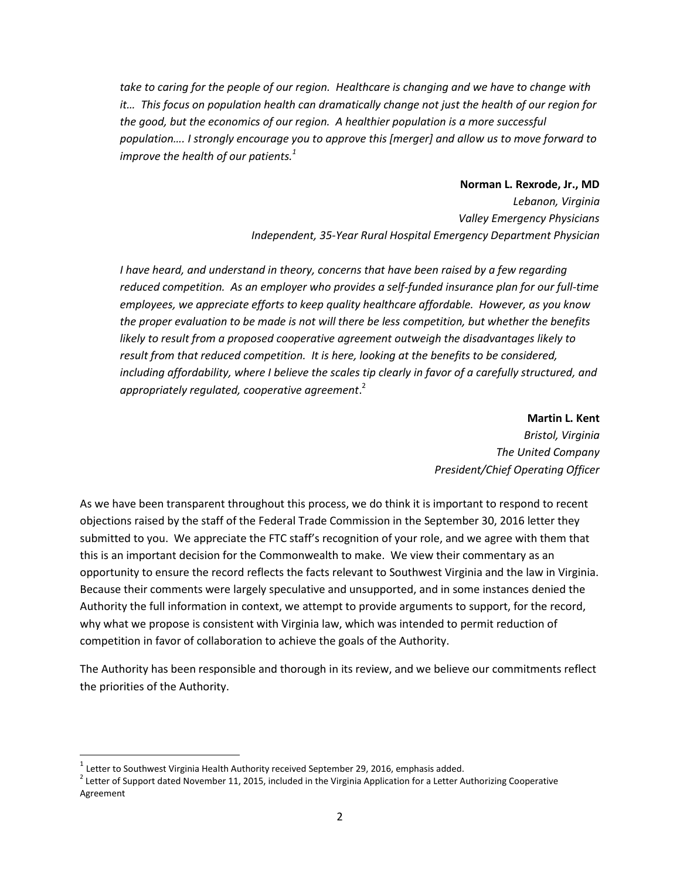*take to caring for the people of our region. Healthcare is changing and we have to change with it… This focus on population health can dramatically change not just the health of our region for the good, but the economics of our region. A healthier population is a more successful population…. I strongly encourage you to approve this [merger] and allow us to move forward to improve the health of our patients.*[1]

**Norman L. Rexrode, Jr., MD**
*Lebanon, Virginia*
*Valley Emergency Physicians*
*Independent, 35-Year Rural Hospital Emergency Department Physician*

*I have heard, and understand in theory, concerns that have been raised by a few regarding reduced competition. As an employer who provides a self-funded insurance plan for our full-time employees, we appreciate efforts to keep quality healthcare affordable. However, as you know the proper evaluation to be made is not will there be less competition, but whether the benefits likely to result from a proposed cooperative agreement outweigh the disadvantages likely to result from that reduced competition. It is here, looking at the benefits to be considered, including affordability, where I believe the scales tip clearly in favor of a carefully structured, and appropriately regulated, cooperative agreement*.[2]

**Martin L. Kent**
*Bristol, Virginia*
*The United Company*
*President/Chief Operating Officer*

As we have been transparent throughout this process, we do think it is important to respond to recent objections raised by the staff of the Federal Trade Commission in the September 30, 2016 letter they submitted to you. We appreciate the FTC staff's recognition of your role, and we agree with them that this is an important decision for the Commonwealth to make. We view their commentary as an opportunity to ensure the record reflects the facts relevant to Southwest Virginia and the law in Virginia. Because their comments were largely speculative and unsupported, and in some instances denied the Authority the full information in context, we attempt to provide arguments to support, for the record, why what we propose is consistent with Virginia law, which was intended to permit reduction of competition in favor of collaboration to achieve the goals of the Authority.

The Authority has been responsible and thorough in its review, and we believe our commitments reflect the priorities of the Authority.

---

[1] Letter to Southwest Virginia Health Authority received September 29, 2016, emphasis added.

[2] Letter of Support dated November 11, 2015, included in the Virginia Application for a Letter Authorizing Cooperative Agreement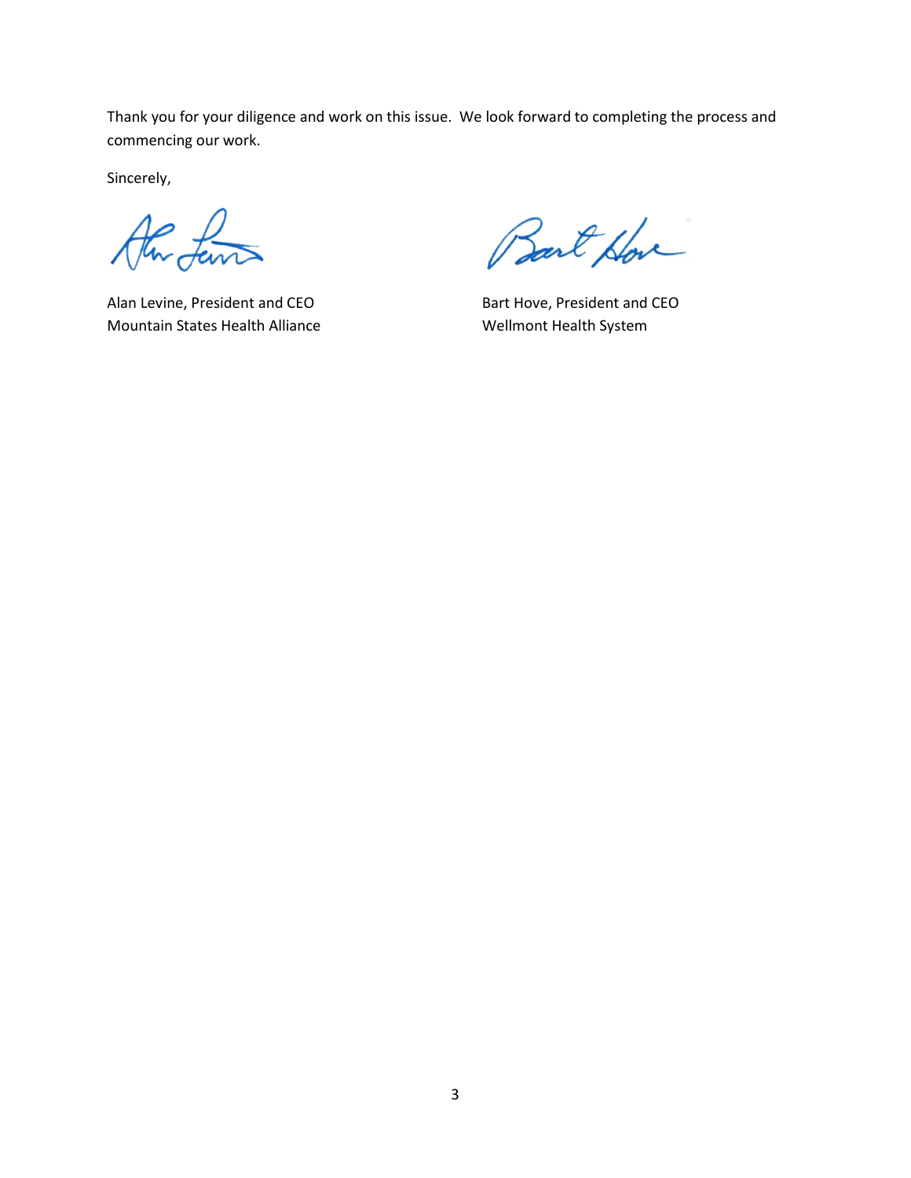Thank you for your diligence and work on this issue. We look forward to completing the process and commencing our work.

Sincerely,

Alan Levine, President and CEO
Mountain States Health Alliance

Bart Hove, President and CEO
Wellmont Health System